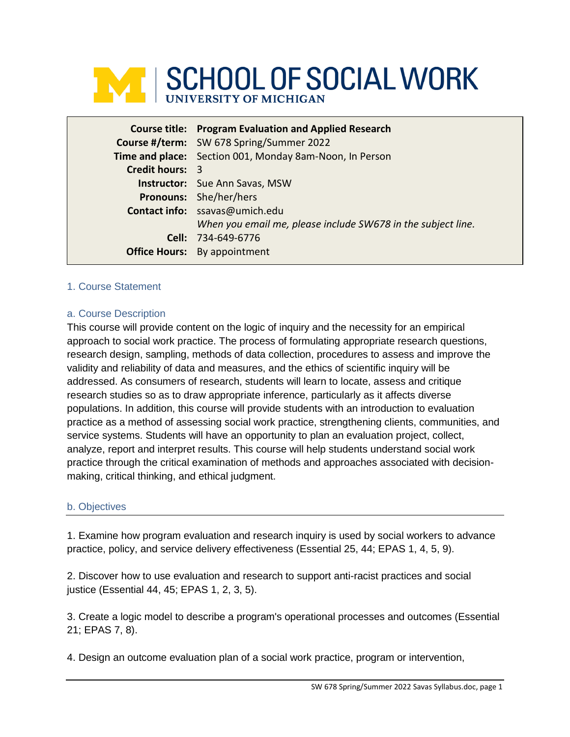# SCHOOL OF SOCIAL WORK
UNIVERSITY OF MICHIGAN

| | |
|---|---|
| **Course title:** | **Program Evaluation and Applied Research** |
| **Course #/term:** | SW 678 Spring/Summer 2022 |
| **Time and place:** | Section 001, Monday 8am-Noon, In Person |
| **Credit hours:** | 3 |
| **Instructor:** | Sue Ann Savas, MSW |
| **Pronouns:** | She/her/hers |
| **Contact info:** | ssavas@umich.edu *When you email me, please include SW678 in the subject line.* |
| **Cell:** | 734-649-6776 |
| **Office Hours:** | By appointment |

## 1. Course Statement

### a. Course Description

This course will provide content on the logic of inquiry and the necessity for an empirical approach to social work practice. The process of formulating appropriate research questions, research design, sampling, methods of data collection, procedures to assess and improve the validity and reliability of data and measures, and the ethics of scientific inquiry will be addressed. As consumers of research, students will learn to locate, assess and critique research studies so as to draw appropriate inference, particularly as it affects diverse populations. In addition, this course will provide students with an introduction to evaluation practice as a method of assessing social work practice, strengthening clients, communities, and service systems. Students will have an opportunity to plan an evaluation project, collect, analyze, report and interpret results. This course will help students understand social work practice through the critical examination of methods and approaches associated with decision-making, critical thinking, and ethical judgment.

### b. Objectives

1. Examine how program evaluation and research inquiry is used by social workers to advance practice, policy, and service delivery effectiveness (Essential 25, 44; EPAS 1, 4, 5, 9).

2. Discover how to use evaluation and research to support anti-racist practices and social justice (Essential 44, 45; EPAS 1, 2, 3, 5).

3. Create a logic model to describe a program's operational processes and outcomes (Essential 21; EPAS 7, 8).

4. Design an outcome evaluation plan of a social work practice, program or intervention,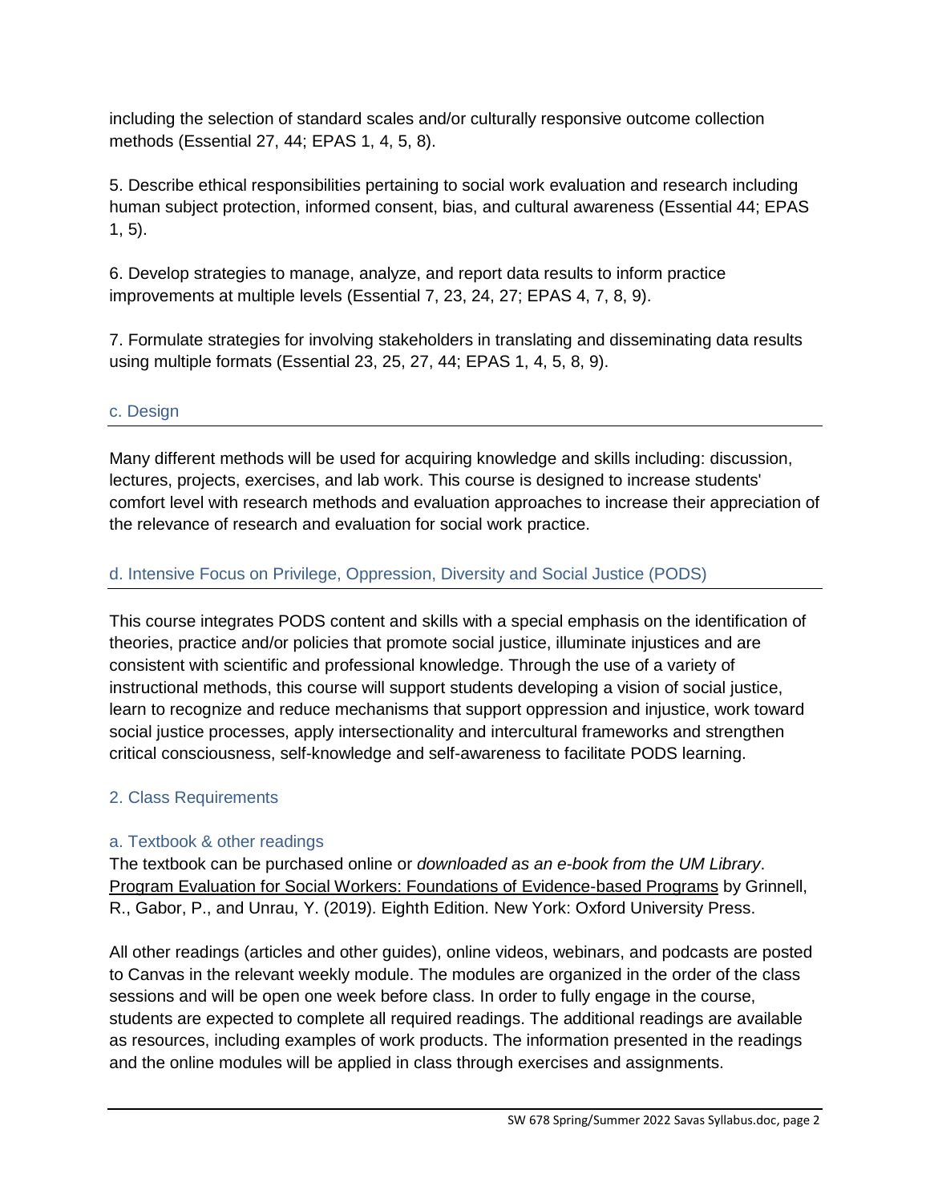including the selection of standard scales and/or culturally responsive outcome collection methods (Essential 27, 44; EPAS 1, 4, 5, 8).

5. Describe ethical responsibilities pertaining to social work evaluation and research including human subject protection, informed consent, bias, and cultural awareness (Essential 44; EPAS 1, 5).

6. Develop strategies to manage, analyze, and report data results to inform practice improvements at multiple levels (Essential 7, 23, 24, 27; EPAS 4, 7, 8, 9).

7. Formulate strategies for involving stakeholders in translating and disseminating data results using multiple formats (Essential 23, 25, 27, 44; EPAS 1, 4, 5, 8, 9).

### c. Design

Many different methods will be used for acquiring knowledge and skills including: discussion, lectures, projects, exercises, and lab work. This course is designed to increase students' comfort level with research methods and evaluation approaches to increase their appreciation of the relevance of research and evaluation for social work practice.

### d. Intensive Focus on Privilege, Oppression, Diversity and Social Justice (PODS)

This course integrates PODS content and skills with a special emphasis on the identification of theories, practice and/or policies that promote social justice, illuminate injustices and are consistent with scientific and professional knowledge. Through the use of a variety of instructional methods, this course will support students developing a vision of social justice, learn to recognize and reduce mechanisms that support oppression and injustice, work toward social justice processes, apply intersectionality and intercultural frameworks and strengthen critical consciousness, self-knowledge and self-awareness to facilitate PODS learning.

## 2. Class Requirements

### a. Textbook & other readings

The textbook can be purchased online or *downloaded as an e-book from the UM Library*. Program Evaluation for Social Workers: Foundations of Evidence-based Programs by Grinnell, R., Gabor, P., and Unrau, Y. (2019). Eighth Edition. New York: Oxford University Press.

All other readings (articles and other guides), online videos, webinars, and podcasts are posted to Canvas in the relevant weekly module. The modules are organized in the order of the class sessions and will be open one week before class. In order to fully engage in the course, students are expected to complete all required readings. The additional readings are available as resources, including examples of work products. The information presented in the readings and the online modules will be applied in class through exercises and assignments.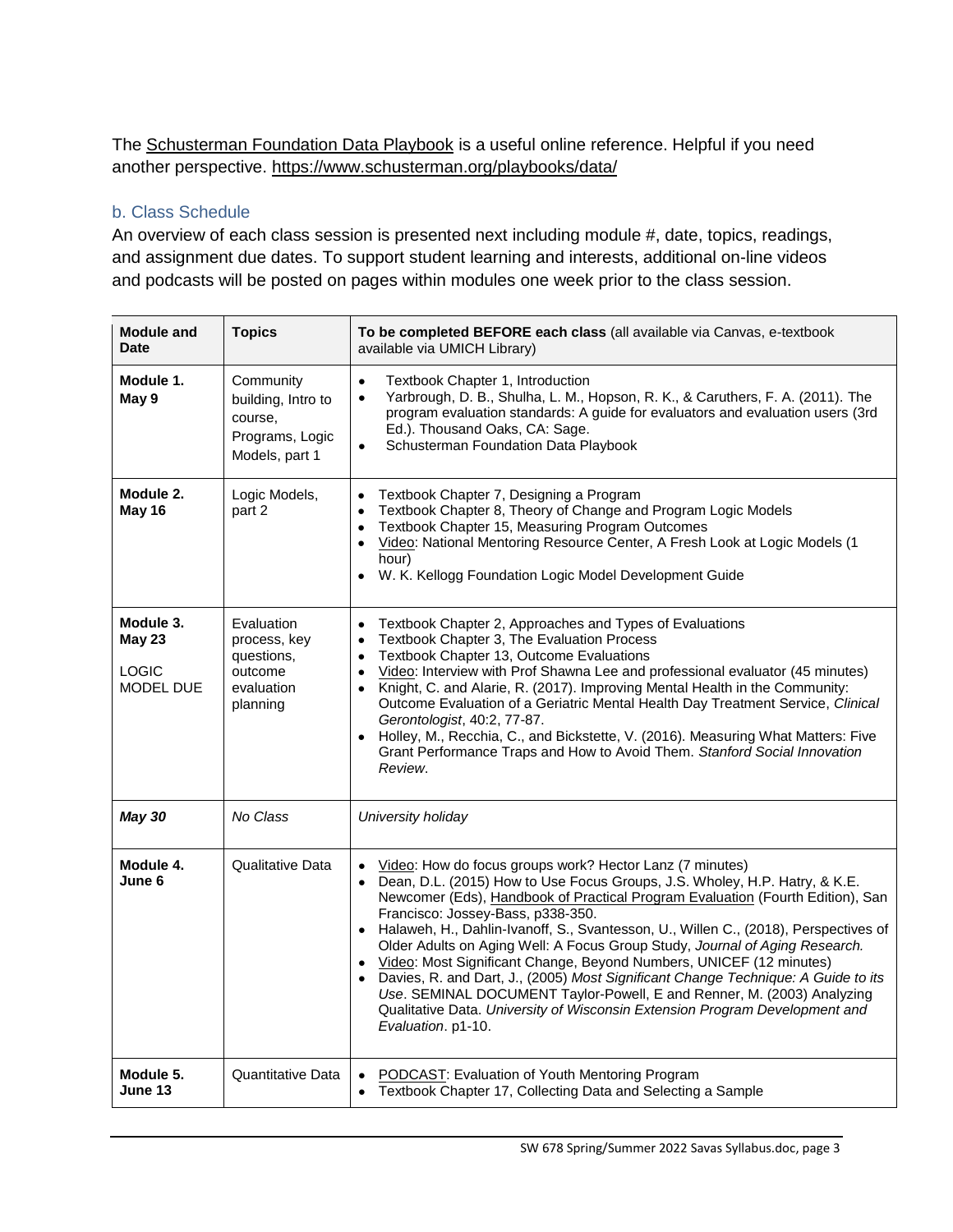The Schusterman Foundation Data Playbook is a useful online reference. Helpful if you need another perspective. https://www.schusterman.org/playbooks/data/

### b. Class Schedule

An overview of each class session is presented next including module #, date, topics, readings, and assignment due dates. To support student learning and interests, additional on-line videos and podcasts will be posted on pages within modules one week prior to the class session.

| Module and Date | Topics | To be completed BEFORE each class (all available via Canvas, e-textbook available via UMICH Library) |
|---|---|---|
| **Module 1. May 9** | Community building, Intro to course, Programs, Logic Models, part 1 | • Textbook Chapter 1, Introduction<br>• Yarbrough, D. B., Shulha, L. M., Hopson, R. K., & Caruthers, F. A. (2011). The program evaluation standards: A guide for evaluators and evaluation users (3rd Ed.). Thousand Oaks, CA: Sage.<br>• Schusterman Foundation Data Playbook |
| **Module 2. May 16** | Logic Models, part 2 | • Textbook Chapter 7, Designing a Program<br>• Textbook Chapter 8, Theory of Change and Program Logic Models<br>• Textbook Chapter 15, Measuring Program Outcomes<br>• Video: National Mentoring Resource Center, A Fresh Look at Logic Models (1 hour)<br>• W. K. Kellogg Foundation Logic Model Development Guide |
| **Module 3. May 23**<br><br>LOGIC MODEL DUE | Evaluation process, key questions, outcome evaluation planning | • Textbook Chapter 2, Approaches and Types of Evaluations<br>• Textbook Chapter 3, The Evaluation Process<br>• Textbook Chapter 13, Outcome Evaluations<br>• Video: Interview with Prof Shawna Lee and professional evaluator (45 minutes)<br>• Knight, C. and Alarie, R. (2017). Improving Mental Health in the Community: Outcome Evaluation of a Geriatric Mental Health Day Treatment Service, *Clinical Gerontologist*, 40:2, 77-87.<br>• Holley, M., Recchia, C., and Bickstette, V. (2016). Measuring What Matters: Five Grant Performance Traps and How to Avoid Them. *Stanford Social Innovation Review*. |
| ***May 30*** | *No Class* | *University holiday* |
| **Module 4. June 6** | Qualitative Data | • Video: How do focus groups work? Hector Lanz (7 minutes)<br>• Dean, D.L. (2015) How to Use Focus Groups, J.S. Wholey, H.P. Hatry, & K.E. Newcomer (Eds), Handbook of Practical Program Evaluation (Fourth Edition), San Francisco: Jossey-Bass, p338-350.<br>• Halaweh, H., Dahlin-Ivanoff, S., Svantesson, U., Willen C., (2018), Perspectives of Older Adults on Aging Well: A Focus Group Study, *Journal of Aging Research.*<br>• Video: Most Significant Change, Beyond Numbers, UNICEF (12 minutes)<br>• Davies, R. and Dart, J., (2005) *Most Significant Change Technique: A Guide to its Use*. SEMINAL DOCUMENT Taylor-Powell, E and Renner, M. (2003) Analyzing Qualitative Data. *University of Wisconsin Extension Program Development and Evaluation*. p1-10. |
| **Module 5. June 13** | Quantitative Data | • PODCAST: Evaluation of Youth Mentoring Program<br>• Textbook Chapter 17, Collecting Data and Selecting a Sample |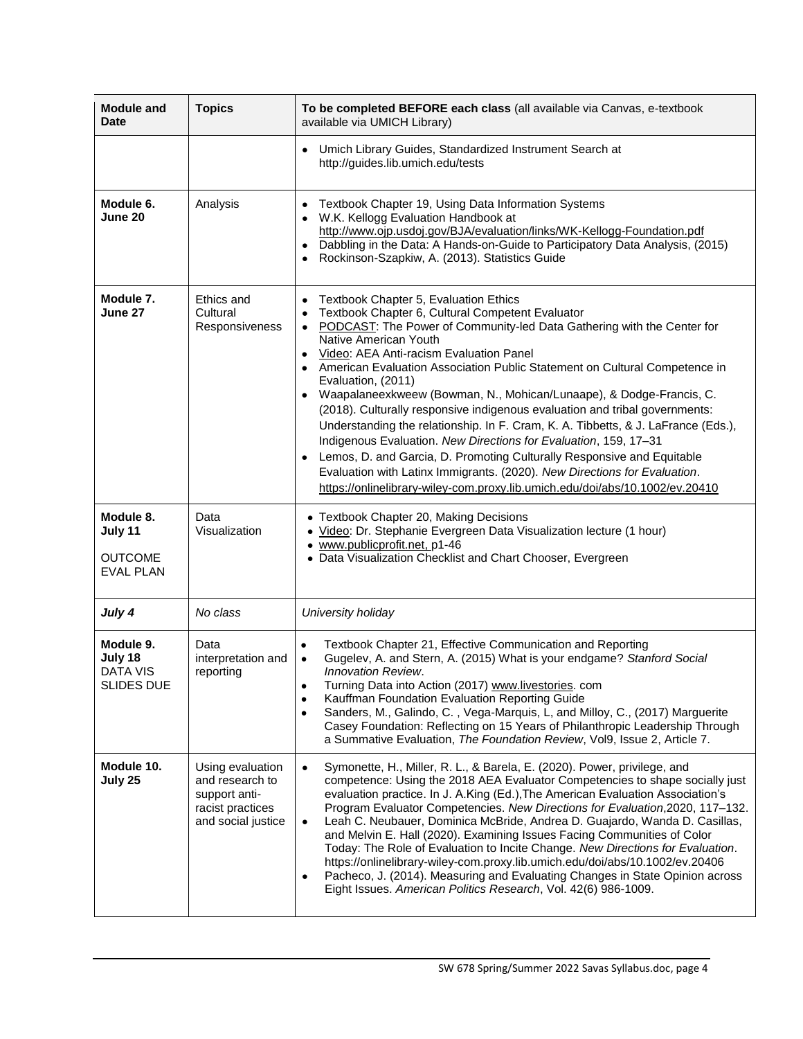| Module and Date | Topics | To be completed BEFORE each class (all available via Canvas, e-textbook available via UMICH Library) |
|---|---|---|
| | | • Umich Library Guides, Standardized Instrument Search at http://guides.lib.umich.edu/tests |
| **Module 6. June 20** | Analysis | • Textbook Chapter 19, Using Data Information Systems<br>• W.K. Kellogg Evaluation Handbook at http://www.ojp.usdoj.gov/BJA/evaluation/links/WK-Kellogg-Foundation.pdf<br>• Dabbling in the Data: A Hands-on-Guide to Participatory Data Analysis, (2015)<br>• Rockinson-Szapkiw, A. (2013). Statistics Guide |
| **Module 7. June 27** | Ethics and Cultural Responsiveness | • Textbook Chapter 5, Evaluation Ethics<br>• Textbook Chapter 6, Cultural Competent Evaluator<br>• PODCAST: The Power of Community-led Data Gathering with the Center for Native American Youth<br>• Video: AEA Anti-racism Evaluation Panel<br>• American Evaluation Association Public Statement on Cultural Competence in Evaluation, (2011)<br>• Waapalaneexkweew (Bowman, N., Mohican/Lunaape), & Dodge-Francis, C. (2018). Culturally responsive indigenous evaluation and tribal governments: Understanding the relationship. In F. Cram, K. A. Tibbetts, & J. LaFrance (Eds.), Indigenous Evaluation. *New Directions for Evaluation*, 159, 17–31<br>• Lemos, D. and Garcia, D. Promoting Culturally Responsive and Equitable Evaluation with Latinx Immigrants. (2020). *New Directions for Evaluation*. https://onlinelibrary-wiley-com.proxy.lib.umich.edu/doi/abs/10.1002/ev.20410 |
| **Module 8. July 11**<br><br>OUTCOME EVAL PLAN | Data Visualization | • Textbook Chapter 20, Making Decisions<br>• Video: Dr. Stephanie Evergreen Data Visualization lecture (1 hour)<br>• www.publicprofit.net, p1-46<br>• Data Visualization Checklist and Chart Chooser, Evergreen |
| ***July 4*** | *No class* | *University holiday* |
| **Module 9. July 18**<br>DATA VIS SLIDES DUE | Data interpretation and reporting | • Textbook Chapter 21, Effective Communication and Reporting<br>• Gugelev, A. and Stern, A. (2015) What is your endgame? *Stanford Social Innovation Review*.<br>• Turning Data into Action (2017) www.livestories. com<br>• Kauffman Foundation Evaluation Reporting Guide<br>• Sanders, M., Galindo, C. , Vega-Marquis, L, and Milloy, C., (2017) Marguerite Casey Foundation: Reflecting on 15 Years of Philanthropic Leadership Through a Summative Evaluation, *The Foundation Review*, Vol9, Issue 2, Article 7. |
| **Module 10. July 25** | Using evaluation and research to support anti-racist practices and social justice | • Symonette, H., Miller, R. L., & Barela, E. (2020). Power, privilege, and competence: Using the 2018 AEA Evaluator Competencies to shape socially just evaluation practice. In J. A.King (Ed.),The American Evaluation Association's Program Evaluator Competencies. *New Directions for Evaluation*,2020, 117–132.<br>• Leah C. Neubauer, Dominica McBride, Andrea D. Guajardo, Wanda D. Casillas, and Melvin E. Hall (2020). Examining Issues Facing Communities of Color Today: The Role of Evaluation to Incite Change. *New Directions for Evaluation*. https://onlinelibrary-wiley-com.proxy.lib.umich.edu/doi/abs/10.1002/ev.20406<br>• Pacheco, J. (2014). Measuring and Evaluating Changes in State Opinion across Eight Issues. *American Politics Research*, Vol. 42(6) 986-1009. |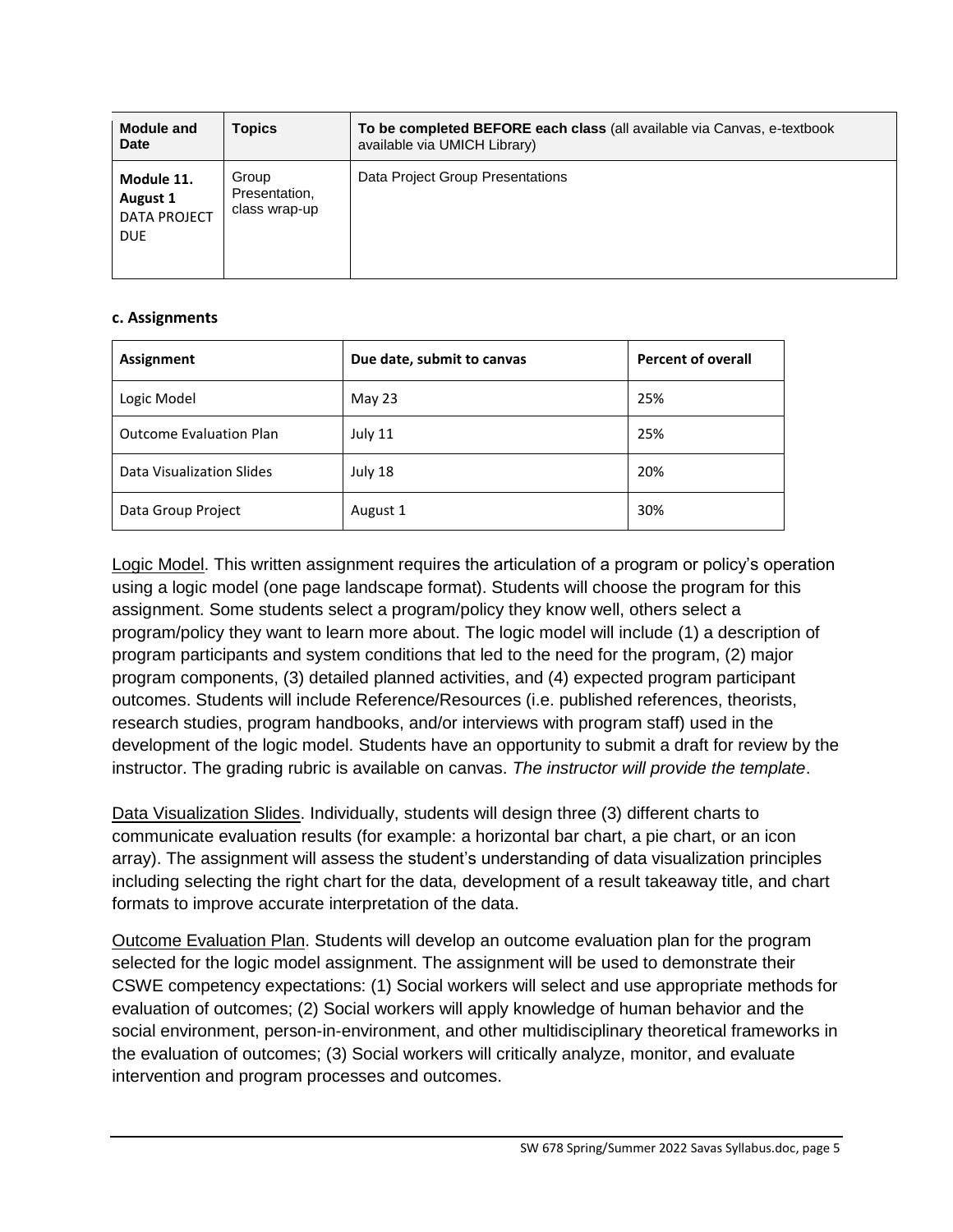| Module and Date | Topics | To be completed BEFORE each class (all available via Canvas, e-textbook available via UMICH Library) |
|---|---|---|
| **Module 11. August 1** DATA PROJECT DUE | Group Presentation, class wrap-up | Data Project Group Presentations |

**c. Assignments**

| Assignment | Due date, submit to canvas | Percent of overall |
|---|---|---|
| Logic Model | May 23 | 25% |
| Outcome Evaluation Plan | July 11 | 25% |
| Data Visualization Slides | July 18 | 20% |
| Data Group Project | August 1 | 30% |

Logic Model. This written assignment requires the articulation of a program or policy's operation using a logic model (one page landscape format). Students will choose the program for this assignment. Some students select a program/policy they know well, others select a program/policy they want to learn more about. The logic model will include (1) a description of program participants and system conditions that led to the need for the program, (2) major program components, (3) detailed planned activities, and (4) expected program participant outcomes. Students will include Reference/Resources (i.e. published references, theorists, research studies, program handbooks, and/or interviews with program staff) used in the development of the logic model. Students have an opportunity to submit a draft for review by the instructor. The grading rubric is available on canvas. *The instructor will provide the template*.

Data Visualization Slides. Individually, students will design three (3) different charts to communicate evaluation results (for example: a horizontal bar chart, a pie chart, or an icon array). The assignment will assess the student's understanding of data visualization principles including selecting the right chart for the data, development of a result takeaway title, and chart formats to improve accurate interpretation of the data.

Outcome Evaluation Plan. Students will develop an outcome evaluation plan for the program selected for the logic model assignment. The assignment will be used to demonstrate their CSWE competency expectations: (1) Social workers will select and use appropriate methods for evaluation of outcomes; (2) Social workers will apply knowledge of human behavior and the social environment, person-in-environment, and other multidisciplinary theoretical frameworks in the evaluation of outcomes; (3) Social workers will critically analyze, monitor, and evaluate intervention and program processes and outcomes.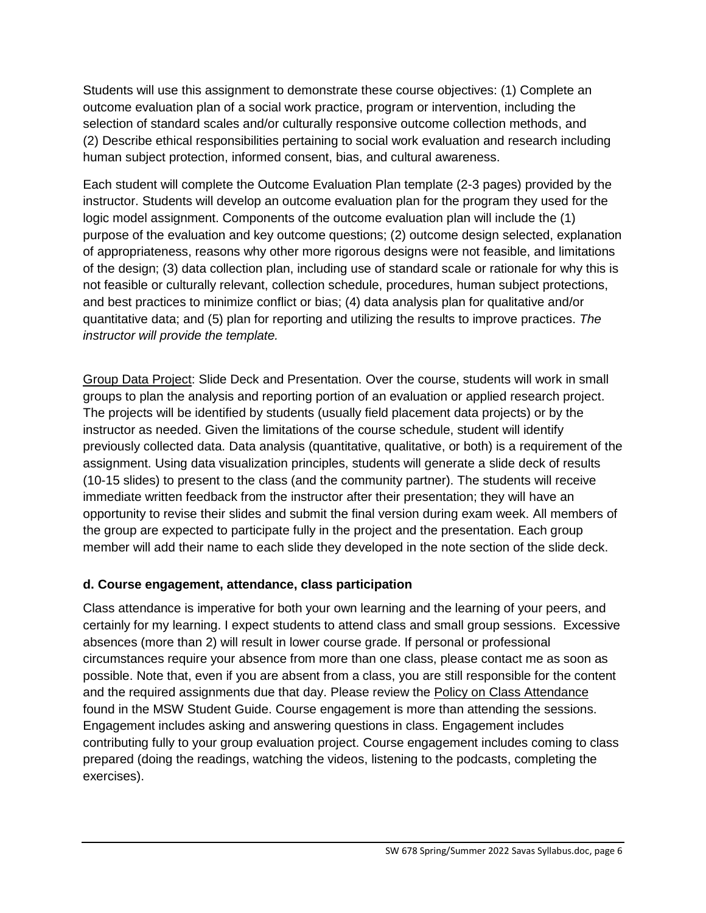Students will use this assignment to demonstrate these course objectives: (1) Complete an outcome evaluation plan of a social work practice, program or intervention, including the selection of standard scales and/or culturally responsive outcome collection methods, and (2) Describe ethical responsibilities pertaining to social work evaluation and research including human subject protection, informed consent, bias, and cultural awareness.

Each student will complete the Outcome Evaluation Plan template (2-3 pages) provided by the instructor. Students will develop an outcome evaluation plan for the program they used for the logic model assignment. Components of the outcome evaluation plan will include the (1) purpose of the evaluation and key outcome questions; (2) outcome design selected, explanation of appropriateness, reasons why other more rigorous designs were not feasible, and limitations of the design; (3) data collection plan, including use of standard scale or rationale for why this is not feasible or culturally relevant, collection schedule, procedures, human subject protections, and best practices to minimize conflict or bias; (4) data analysis plan for qualitative and/or quantitative data; and (5) plan for reporting and utilizing the results to improve practices. *The instructor will provide the template.*

Group Data Project: Slide Deck and Presentation. Over the course, students will work in small groups to plan the analysis and reporting portion of an evaluation or applied research project. The projects will be identified by students (usually field placement data projects) or by the instructor as needed. Given the limitations of the course schedule, student will identify previously collected data. Data analysis (quantitative, qualitative, or both) is a requirement of the assignment. Using data visualization principles, students will generate a slide deck of results (10-15 slides) to present to the class (and the community partner). The students will receive immediate written feedback from the instructor after their presentation; they will have an opportunity to revise their slides and submit the final version during exam week. All members of the group are expected to participate fully in the project and the presentation. Each group member will add their name to each slide they developed in the note section of the slide deck.

**d. Course engagement, attendance, class participation**

Class attendance is imperative for both your own learning and the learning of your peers, and certainly for my learning. I expect students to attend class and small group sessions. Excessive absences (more than 2) will result in lower course grade. If personal or professional circumstances require your absence from more than one class, please contact me as soon as possible. Note that, even if you are absent from a class, you are still responsible for the content and the required assignments due that day. Please review the Policy on Class Attendance found in the MSW Student Guide. Course engagement is more than attending the sessions. Engagement includes asking and answering questions in class. Engagement includes contributing fully to your group evaluation project. Course engagement includes coming to class prepared (doing the readings, watching the videos, listening to the podcasts, completing the exercises).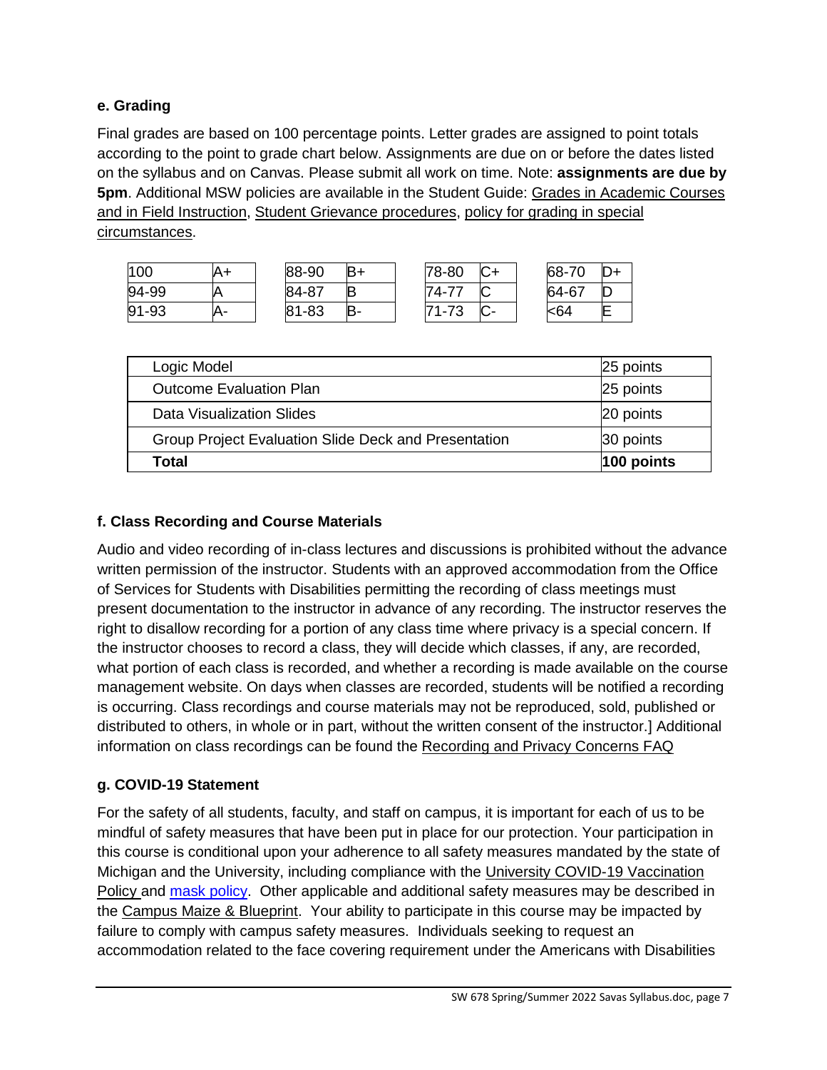### e. Grading

Final grades are based on 100 percentage points. Letter grades are assigned to point totals according to the point to grade chart below. Assignments are due on or before the dates listed on the syllabus and on Canvas. Please submit all work on time. Note: **assignments are due by 5pm**. Additional MSW policies are available in the Student Guide: Grades in Academic Courses and in Field Instruction, Student Grievance procedures, policy for grading in special circumstances.

| Points | Grade | Points | Grade | Points | Grade | Points | Grade |
|---|---|---|---|---|---|---|---|
| 100 | A+ | 88-90 | B+ | 78-80 | C+ | 68-70 | D+ |
| 94-99 | A | 84-87 | B | 74-77 | C | 64-67 | D |
| 91-93 | A- | 81-83 | B- | 71-73 | C- | <64 | E |

| Assignment | Points |
|---|---|
| Logic Model | 25 points |
| Outcome Evaluation Plan | 25 points |
| Data Visualization Slides | 20 points |
| Group Project Evaluation Slide Deck and Presentation | 30 points |
| **Total** | **100 points** |

### f. Class Recording and Course Materials

Audio and video recording of in-class lectures and discussions is prohibited without the advance written permission of the instructor. Students with an approved accommodation from the Office of Services for Students with Disabilities permitting the recording of class meetings must present documentation to the instructor in advance of any recording. The instructor reserves the right to disallow recording for a portion of any class time where privacy is a special concern. If the instructor chooses to record a class, they will decide which classes, if any, are recorded, what portion of each class is recorded, and whether a recording is made available on the course management website. On days when classes are recorded, students will be notified a recording is occurring. Class recordings and course materials may not be reproduced, sold, published or distributed to others, in whole or in part, without the written consent of the instructor.] Additional information on class recordings can be found the Recording and Privacy Concerns FAQ

### g. COVID-19 Statement

For the safety of all students, faculty, and staff on campus, it is important for each of us to be mindful of safety measures that have been put in place for our protection. Your participation in this course is conditional upon your adherence to all safety measures mandated by the state of Michigan and the University, including compliance with the University COVID-19 Vaccination Policy and mask policy. Other applicable and additional safety measures may be described in the Campus Maize & Blueprint. Your ability to participate in this course may be impacted by failure to comply with campus safety measures. Individuals seeking to request an accommodation related to the face covering requirement under the Americans with Disabilities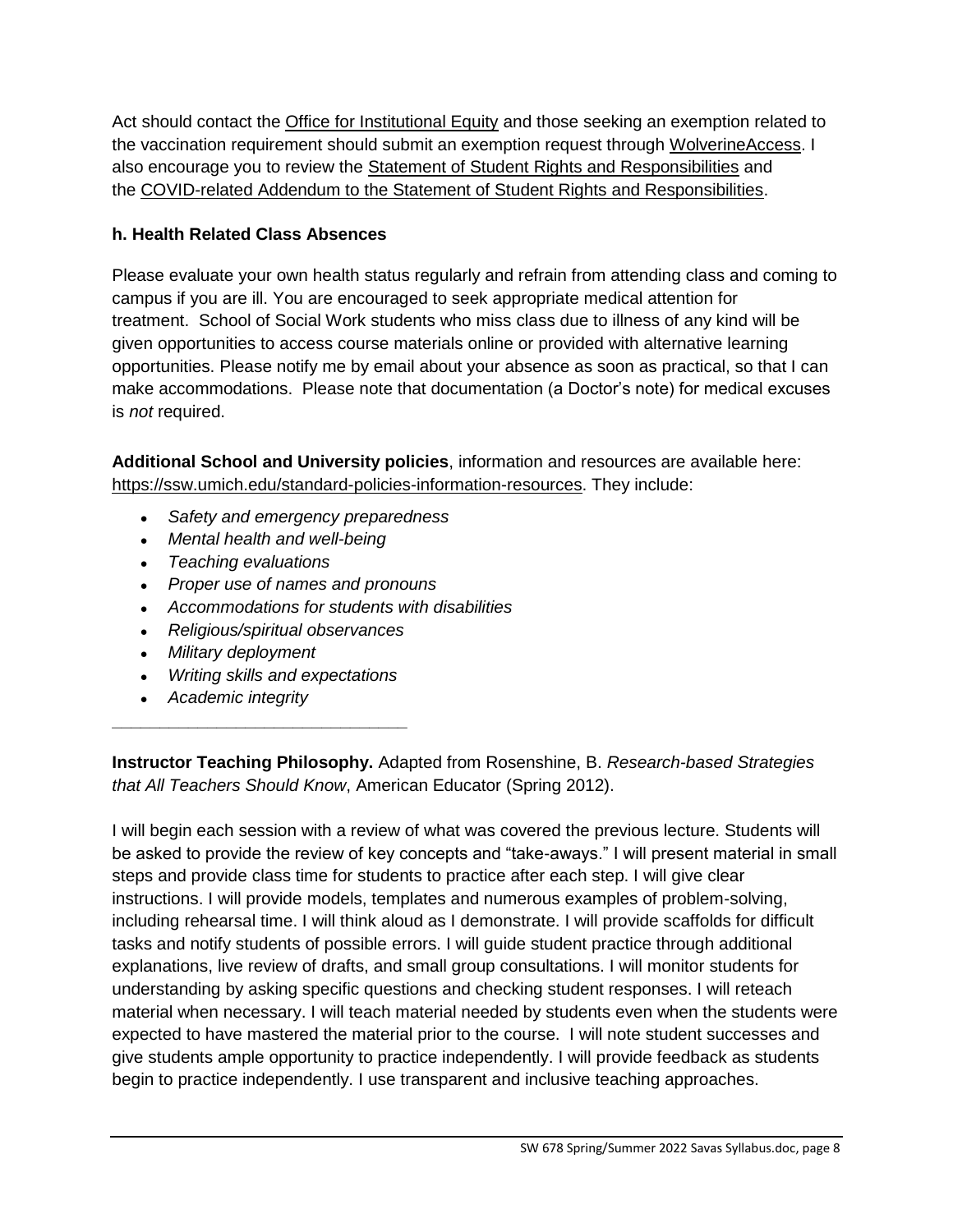Act should contact the Office for Institutional Equity and those seeking an exemption related to the vaccination requirement should submit an exemption request through WolverineAccess. I also encourage you to review the Statement of Student Rights and Responsibilities and the COVID-related Addendum to the Statement of Student Rights and Responsibilities.

### h. Health Related Class Absences

Please evaluate your own health status regularly and refrain from attending class and coming to campus if you are ill. You are encouraged to seek appropriate medical attention for treatment. School of Social Work students who miss class due to illness of any kind will be given opportunities to access course materials online or provided with alternative learning opportunities. Please notify me by email about your absence as soon as practical, so that I can make accommodations. Please note that documentation (a Doctor's note) for medical excuses is *not* required.

**Additional School and University policies**, information and resources are available here: https://ssw.umich.edu/standard-policies-information-resources. They include:

- *Safety and emergency preparedness*
- *Mental health and well-being*
- *Teaching evaluations*
- *Proper use of names and pronouns*
- *Accommodations for students with disabilities*
- *Religious/spiritual observances*
- *Military deployment*
- *Writing skills and expectations*
- *Academic integrity*

---

**Instructor Teaching Philosophy.** Adapted from Rosenshine, B. *Research-based Strategies that All Teachers Should Know*, American Educator (Spring 2012).

I will begin each session with a review of what was covered the previous lecture. Students will be asked to provide the review of key concepts and "take-aways." I will present material in small steps and provide class time for students to practice after each step. I will give clear instructions. I will provide models, templates and numerous examples of problem-solving, including rehearsal time. I will think aloud as I demonstrate. I will provide scaffolds for difficult tasks and notify students of possible errors. I will guide student practice through additional explanations, live review of drafts, and small group consultations. I will monitor students for understanding by asking specific questions and checking student responses. I will reteach material when necessary. I will teach material needed by students even when the students were expected to have mastered the material prior to the course. I will note student successes and give students ample opportunity to practice independently. I will provide feedback as students begin to practice independently. I use transparent and inclusive teaching approaches.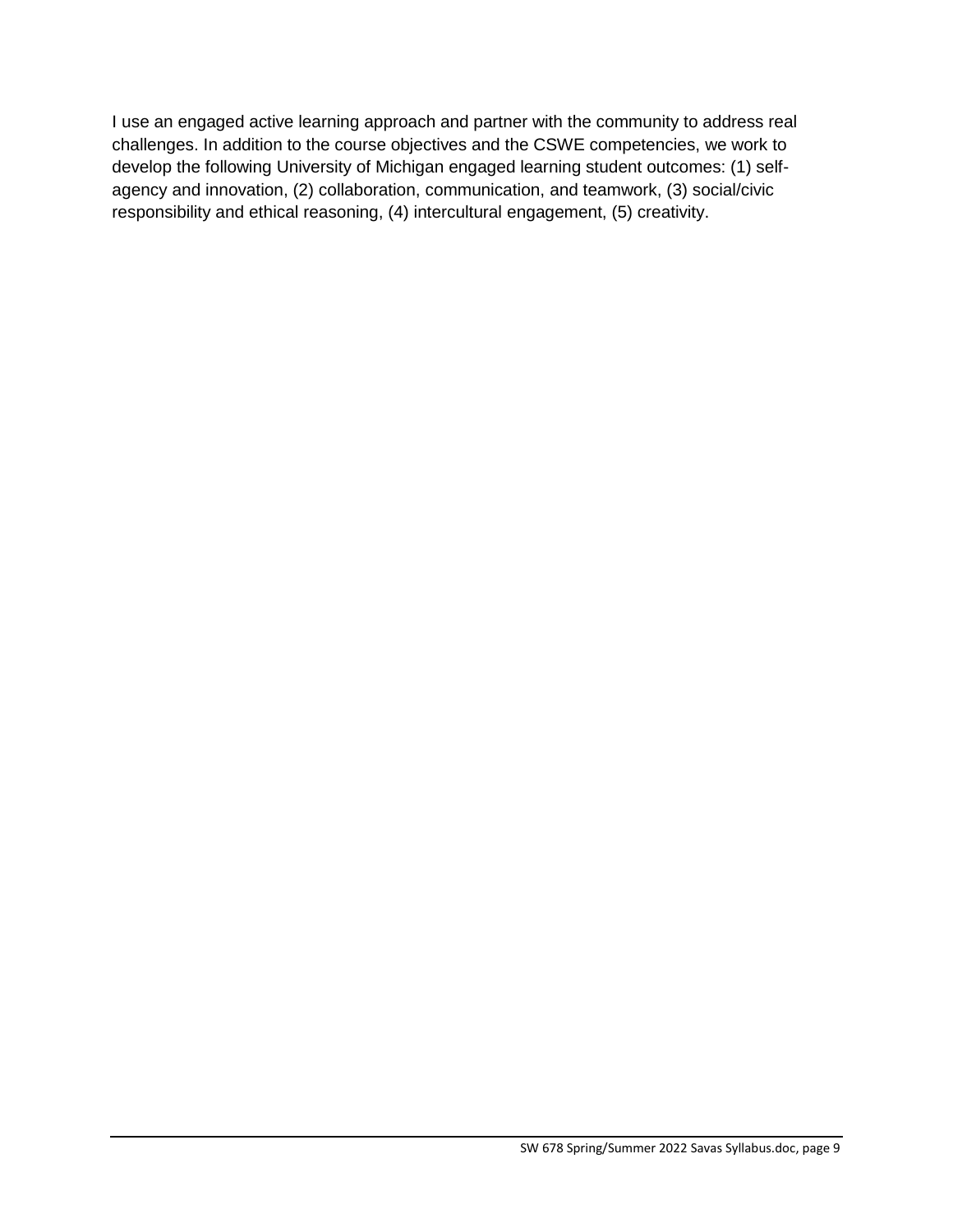I use an engaged active learning approach and partner with the community to address real challenges. In addition to the course objectives and the CSWE competencies, we work to develop the following University of Michigan engaged learning student outcomes: (1) self-agency and innovation, (2) collaboration, communication, and teamwork, (3) social/civic responsibility and ethical reasoning, (4) intercultural engagement, (5) creativity.